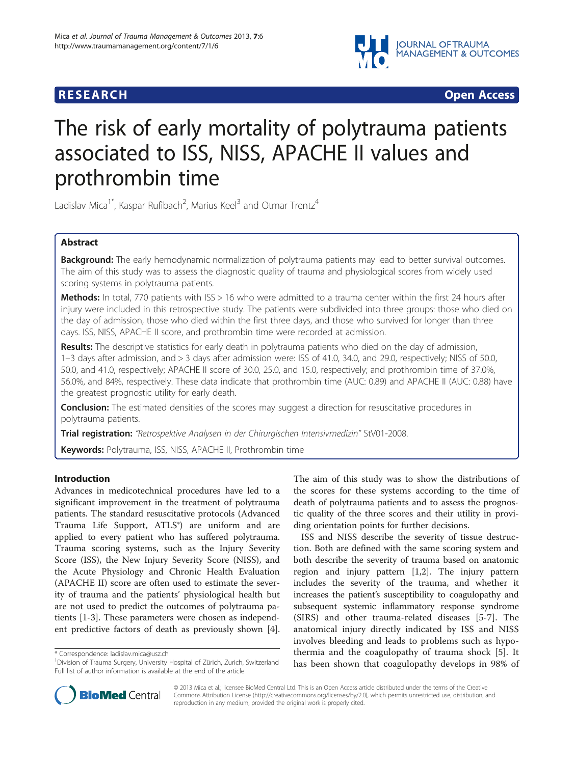**RESEARCH** **Open Access**

# The risk of early mortality of polytrauma patients associated to ISS, NISS, APACHE II values and prothrombin time

Ladislav Mica[1*], Kaspar Rufibach[2], Marius Keel[3] and Otmar Trentz[4]

## Abstract

**Background:** The early hemodynamic normalization of polytrauma patients may lead to better survival outcomes. The aim of this study was to assess the diagnostic quality of trauma and physiological scores from widely used scoring systems in polytrauma patients.

**Methods:** In total, 770 patients with ISS > 16 who were admitted to a trauma center within the first 24 hours after injury were included in this retrospective study. The patients were subdivided into three groups: those who died on the day of admission, those who died within the first three days, and those who survived for longer than three days. ISS, NISS, APACHE II score, and prothrombin time were recorded at admission.

**Results:** The descriptive statistics for early death in polytrauma patients who died on the day of admission, 1–3 days after admission, and > 3 days after admission were: ISS of 41.0, 34.0, and 29.0, respectively; NISS of 50.0, 50.0, and 41.0, respectively; APACHE II score of 30.0, 25.0, and 15.0, respectively; and prothrombin time of 37.0%, 56.0%, and 84%, respectively. These data indicate that prothrombin time (AUC: 0.89) and APACHE II (AUC: 0.88) have the greatest prognostic utility for early death.

**Conclusion:** The estimated densities of the scores may suggest a direction for resuscitative procedures in polytrauma patients.

**Trial registration:** *"Retrospektive Analysen in der Chirurgischen Intensivmedizin"* StV01-2008.

**Keywords:** Polytrauma, ISS, NISS, APACHE II, Prothrombin time

## Introduction

Advances in medicotechnical procedures have led to a significant improvement in the treatment of polytrauma patients. The standard resuscitative protocols (Advanced Trauma Life Support, ATLS®) are uniform and are applied to every patient who has suffered polytrauma. Trauma scoring systems, such as the Injury Severity Score (ISS), the New Injury Severity Score (NISS), and the Acute Physiology and Chronic Health Evaluation (APACHE II) score are often used to estimate the severity of trauma and the patients' physiological health but are not used to predict the outcomes of polytrauma patients [1-3]. These parameters were chosen as independent predictive factors of death as previously shown [4]. The aim of this study was to show the distributions of the scores for these systems according to the time of death of polytrauma patients and to assess the prognostic quality of the three scores and their utility in providing orientation points for further decisions.

ISS and NISS describe the severity of tissue destruction. Both are defined with the same scoring system and both describe the severity of trauma based on anatomic region and injury pattern [1,2]. The injury pattern includes the severity of the trauma, and whether it increases the patient's susceptibility to coagulopathy and subsequent systemic inflammatory response syndrome (SIRS) and other trauma-related diseases [5-7]. The anatomical injury directly indicated by ISS and NISS involves bleeding and leads to problems such as hypothermia and the coagulopathy of trauma shock [5]. It has been shown that coagulopathy develops in 98% of

\* Correspondence: ladislav.mica@usz.ch
[1]Division of Trauma Surgery, University Hospital of Zürich, Zurich, Switzerland
Full list of author information is available at the end of the article

© 2013 Mica et al.; licensee BioMed Central Ltd. This is an Open Access article distributed under the terms of the Creative Commons Attribution License (http://creativecommons.org/licenses/by/2.0), which permits unrestricted use, distribution, and reproduction in any medium, provided the original work is properly cited.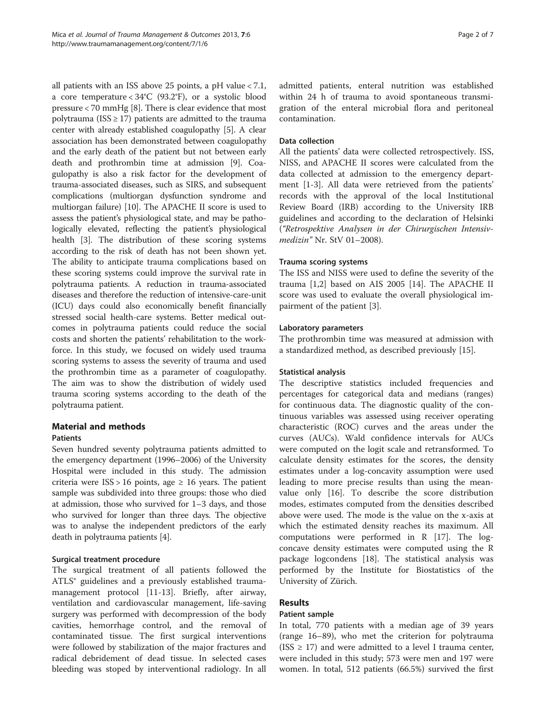all patients with an ISS above 25 points, a pH value < 7.1, a core temperature < 34°C (93.2°F), or a systolic blood pressure < 70 mmHg [8]. There is clear evidence that most polytrauma (ISS ≥ 17) patients are admitted to the trauma center with already established coagulopathy [5]. A clear association has been demonstrated between coagulopathy and the early death of the patient but not between early death and prothrombin time at admission [9]. Coagulopathy is also a risk factor for the development of trauma-associated diseases, such as SIRS, and subsequent complications (multiorgan dysfunction syndrome and multiorgan failure) [10]. The APACHE II score is used to assess the patient's physiological state, and may be pathologically elevated, reflecting the patient's physiological health [3]. The distribution of these scoring systems according to the risk of death has not been shown yet. The ability to anticipate trauma complications based on these scoring systems could improve the survival rate in polytrauma patients. A reduction in trauma-associated diseases and therefore the reduction of intensive-care-unit (ICU) days could also economically benefit financially stressed social health-care systems. Better medical outcomes in polytrauma patients could reduce the social costs and shorten the patients' rehabilitation to the workforce. In this study, we focused on widely used trauma scoring systems to assess the severity of trauma and used the prothrombin time as a parameter of coagulopathy. The aim was to show the distribution of widely used trauma scoring systems according to the death of the polytrauma patient.

## Material and methods

### Patients

Seven hundred seventy polytrauma patients admitted to the emergency department (1996–2006) of the University Hospital were included in this study. The admission criteria were ISS > 16 points, age ≥ 16 years. The patient sample was subdivided into three groups: those who died at admission, those who survived for 1–3 days, and those who survived for longer than three days. The objective was to analyse the independent predictors of the early death in polytrauma patients [4].

### Surgical treatment procedure

The surgical treatment of all patients followed the ATLS® guidelines and a previously established trauma-management protocol [11-13]. Briefly, after airway, ventilation and cardiovascular management, life-saving surgery was performed with decompression of the body cavities, hemorrhage control, and the removal of contaminated tissue. The first surgical interventions were followed by stabilization of the major fractures and radical debridement of dead tissue. In selected cases bleeding was stoped by interventional radiology. In all admitted patients, enteral nutrition was established within 24 h of trauma to avoid spontaneous transmigration of the enteral microbial flora and peritoneal contamination.

### Data collection

All the patients' data were collected retrospectively. ISS, NISS, and APACHE II scores were calculated from the data collected at admission to the emergency department [1-3]. All data were retrieved from the patients' records with the approval of the local Institutional Review Board (IRB) according to the University IRB guidelines and according to the declaration of Helsinki (*"Retrospektive Analysen in der Chirurgischen Intensivmedizin"* Nr. StV 01–2008).

### Trauma scoring systems

The ISS and NISS were used to define the severity of the trauma [1,2] based on AIS 2005 [14]. The APACHE II score was used to evaluate the overall physiological impairment of the patient [3].

### Laboratory parameters

The prothrombin time was measured at admission with a standardized method, as described previously [15].

### Statistical analysis

The descriptive statistics included frequencies and percentages for categorical data and medians (ranges) for continuous data. The diagnostic quality of the continuous variables was assessed using receiver operating characteristic (ROC) curves and the areas under the curves (AUCs). Wald confidence intervals for AUCs were computed on the logit scale and retransformed. To calculate density estimates for the scores, the density estimates under a log-concavity assumption were used leading to more precise results than using the mean-value only [16]. To describe the score distribution modes, estimates computed from the densities described above were used. The mode is the value on the x-axis at which the estimated density reaches its maximum. All computations were performed in R [17]. The log-concave density estimates were computed using the R package logcondens [18]. The statistical analysis was performed by the Institute for Biostatistics of the University of Zürich.

## Results

### Patient sample

In total, 770 patients with a median age of 39 years (range 16–89), who met the criterion for polytrauma (ISS ≥ 17) and were admitted to a level I trauma center, were included in this study; 573 were men and 197 were women. In total, 512 patients (66.5%) survived the first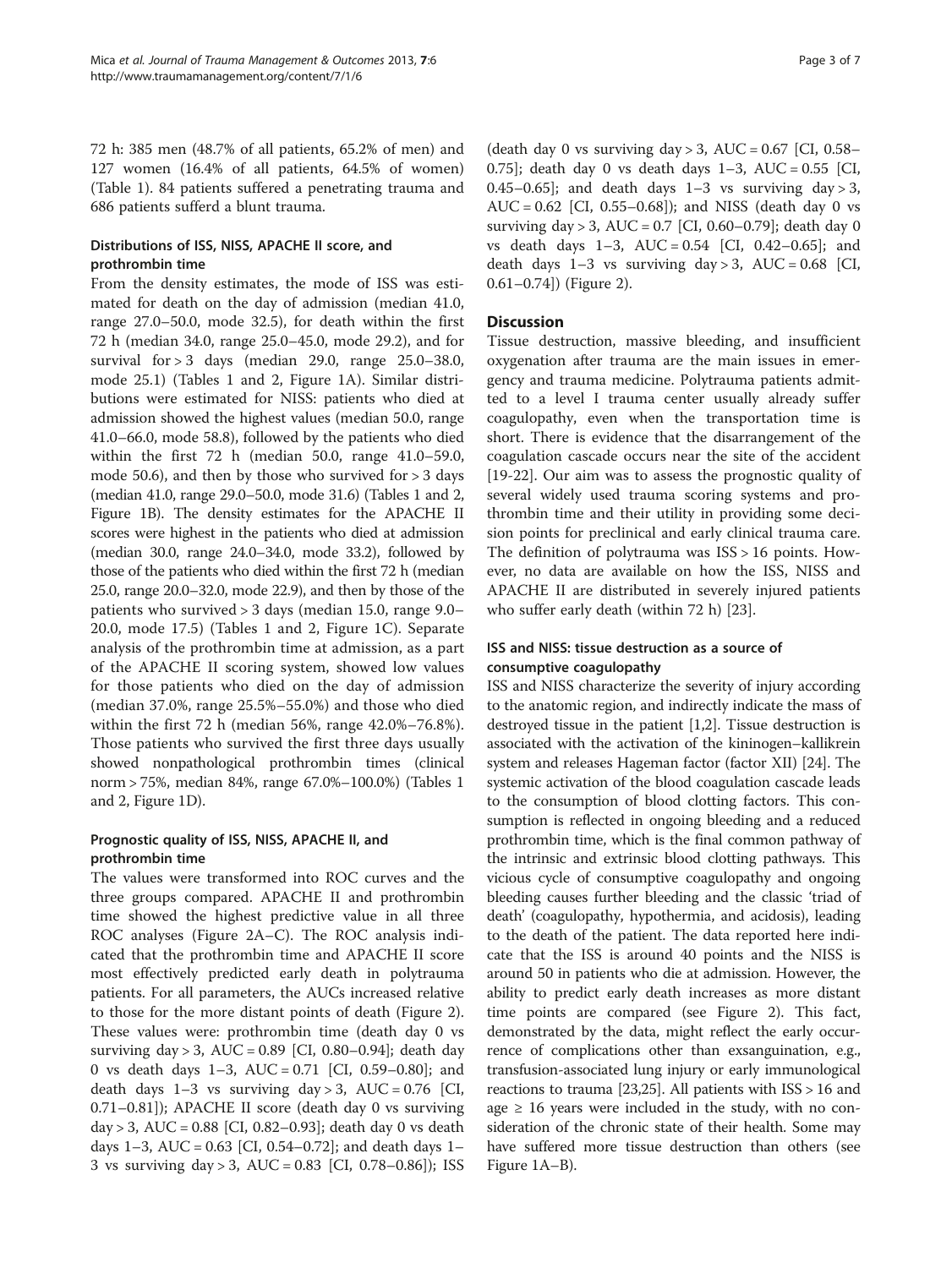72 h: 385 men (48.7% of all patients, 65.2% of men) and 127 women (16.4% of all patients, 64.5% of women) (Table 1). 84 patients suffered a penetrating trauma and 686 patients sufferd a blunt trauma.

### Distributions of ISS, NISS, APACHE II score, and prothrombin time

From the density estimates, the mode of ISS was estimated for death on the day of admission (median 41.0, range 27.0–50.0, mode 32.5), for death within the first 72 h (median 34.0, range 25.0–45.0, mode 29.2), and for survival for > 3 days (median 29.0, range 25.0–38.0, mode 25.1) (Tables 1 and 2, Figure 1A). Similar distributions were estimated for NISS: patients who died at admission showed the highest values (median 50.0, range 41.0–66.0, mode 58.8), followed by the patients who died within the first 72 h (median 50.0, range 41.0–59.0, mode 50.6), and then by those who survived for > 3 days (median 41.0, range 29.0–50.0, mode 31.6) (Tables 1 and 2, Figure 1B). The density estimates for the APACHE II scores were highest in the patients who died at admission (median 30.0, range 24.0–34.0, mode 33.2), followed by those of the patients who died within the first 72 h (median 25.0, range 20.0–32.0, mode 22.9), and then by those of the patients who survived > 3 days (median 15.0, range 9.0–20.0, mode 17.5) (Tables 1 and 2, Figure 1C). Separate analysis of the prothrombin time at admission, as a part of the APACHE II scoring system, showed low values for those patients who died on the day of admission (median 37.0%, range 25.5%–55.0%) and those who died within the first 72 h (median 56%, range 42.0%–76.8%). Those patients who survived the first three days usually showed nonpathological prothrombin times (clinical norm > 75%, median 84%, range 67.0%–100.0%) (Tables 1 and 2, Figure 1D).

### Prognostic quality of ISS, NISS, APACHE II, and prothrombin time

The values were transformed into ROC curves and the three groups compared. APACHE II and prothrombin time showed the highest predictive value in all three ROC analyses (Figure 2A–C). The ROC analysis indicated that the prothrombin time and APACHE II score most effectively predicted early death in polytrauma patients. For all parameters, the AUCs increased relative to those for the more distant points of death (Figure 2). These values were: prothrombin time (death day 0 vs surviving day > 3, AUC = 0.89 [CI, 0.80–0.94]; death day 0 vs death days 1–3, AUC = 0.71 [CI, 0.59–0.80]; and death days 1–3 vs surviving day > 3, AUC = 0.76 [CI, 0.71–0.81]); APACHE II score (death day 0 vs surviving day > 3, AUC = 0.88 [CI, 0.82–0.93]; death day 0 vs death days 1–3, AUC = 0.63 [CI, 0.54–0.72]; and death days 1–3 vs surviving day > 3, AUC = 0.83 [CI, 0.78–0.86]); ISS (death day 0 vs surviving day > 3, AUC = 0.67 [CI, 0.58–0.75]; death day 0 vs death days 1–3, AUC = 0.55 [CI, 0.45–0.65]; and death days 1–3 vs surviving day > 3, AUC = 0.62 [CI, 0.55–0.68]); and NISS (death day 0 vs surviving day > 3, AUC = 0.7 [CI, 0.60–0.79]; death day 0 vs death days 1–3, AUC = 0.54 [CI, 0.42–0.65]; and death days 1–3 vs surviving day > 3, AUC = 0.68 [CI, 0.61–0.74]) (Figure 2).

## Discussion

Tissue destruction, massive bleeding, and insufficient oxygenation after trauma are the main issues in emergency and trauma medicine. Polytrauma patients admitted to a level I trauma center usually already suffer coagulopathy, even when the transportation time is short. There is evidence that the disarrangement of the coagulation cascade occurs near the site of the accident [19-22]. Our aim was to assess the prognostic quality of several widely used trauma scoring systems and prothrombin time and their utility in providing some decision points for preclinical and early clinical trauma care. The definition of polytrauma was ISS > 16 points. However, no data are available on how the ISS, NISS and APACHE II are distributed in severely injured patients who suffer early death (within 72 h) [23].

### ISS and NISS: tissue destruction as a source of consumptive coagulopathy

ISS and NISS characterize the severity of injury according to the anatomic region, and indirectly indicate the mass of destroyed tissue in the patient [1,2]. Tissue destruction is associated with the activation of the kininogen–kallikrein system and releases Hageman factor (factor XII) [24]. The systemic activation of the blood coagulation cascade leads to the consumption of blood clotting factors. This consumption is reflected in ongoing bleeding and a reduced prothrombin time, which is the final common pathway of the intrinsic and extrinsic blood clotting pathways. This vicious cycle of consumptive coagulopathy and ongoing bleeding causes further bleeding and the classic 'triad of death' (coagulopathy, hypothermia, and acidosis), leading to the death of the patient. The data reported here indicate that the ISS is around 40 points and the NISS is around 50 in patients who die at admission. However, the ability to predict early death increases as more distant time points are compared (see Figure 2). This fact, demonstrated by the data, might reflect the early occurrence of complications other than exsanguination, e.g., transfusion-associated lung injury or early immunological reactions to trauma [23,25]. All patients with ISS > 16 and age ≥ 16 years were included in the study, with no consideration of the chronic state of their health. Some may have suffered more tissue destruction than others (see Figure 1A–B).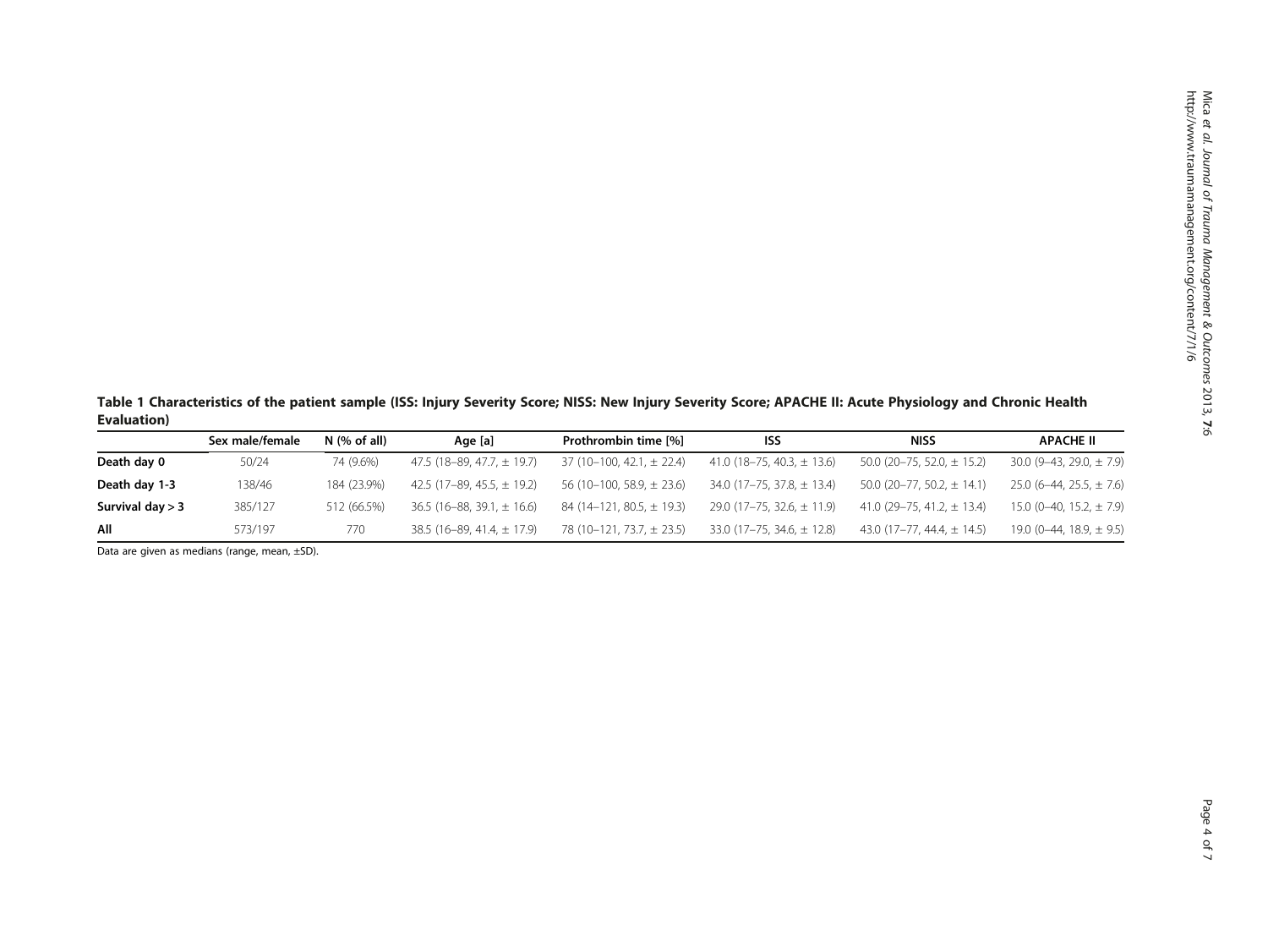**Table 1 Characteristics of the patient sample (ISS: Injury Severity Score; NISS: New Injury Severity Score; APACHE II: Acute Physiology and Chronic Health Evaluation)**

| | Sex male/female | N (% of all) | Age [a] | Prothrombin time [%] | ISS | NISS | APACHE II |
|---|---|---|---|---|---|---|---|
| **Death day 0** | 50/24 | 74 (9.6%) | 47.5 (18–89, 47.7, ± 19.7) | 37 (10–100, 42.1, ± 22.4) | 41.0 (18–75, 40.3, ± 13.6) | 50.0 (20–75, 52.0, ± 15.2) | 30.0 (9–43, 29.0, ± 7.9) |
| **Death day 1-3** | 138/46 | 184 (23.9%) | 42.5 (17–89, 45.5, ± 19.2) | 56 (10–100, 58.9, ± 23.6) | 34.0 (17–75, 37.8, ± 13.4) | 50.0 (20–77, 50.2, ± 14.1) | 25.0 (6–44, 25.5, ± 7.6) |
| **Survival day > 3** | 385/127 | 512 (66.5%) | 36.5 (16–88, 39.1, ± 16.6) | 84 (14–121, 80.5, ± 19.3) | 29.0 (17–75, 32.6, ± 11.9) | 41.0 (29–75, 41.2, ± 13.4) | 15.0 (0–40, 15.2, ± 7.9) |
| **All** | 573/197 | 770 | 38.5 (16–89, 41.4, ± 17.9) | 78 (10–121, 73.7, ± 23.5) | 33.0 (17–75, 34.6, ± 12.8) | 43.0 (17–77, 44.4, ± 14.5) | 19.0 (0–44, 18.9, ± 9.5) |

Data are given as medians (range, mean, ±SD).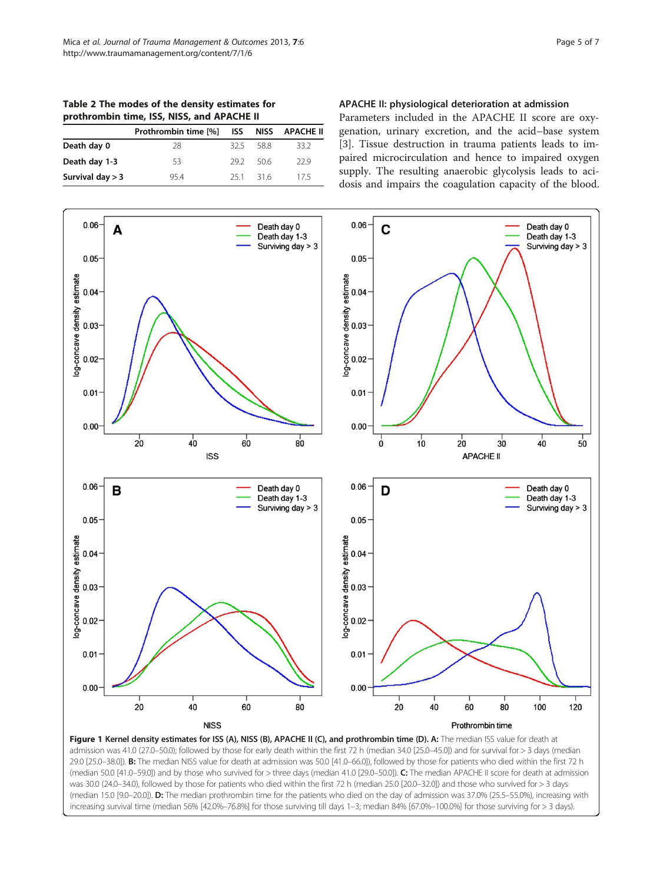**Table 2 The modes of the density estimates for prothrombin time, ISS, NISS, and APACHE II**

| | Prothrombin time [%] | ISS | NISS | APACHE II |
|---|---|---|---|---|
| **Death day 0** | 28 | 32.5 | 58.8 | 33.2 |
| **Death day 1-3** | 53 | 29.2 | 50.6 | 22.9 |
| **Survival day > 3** | 95.4 | 25.1 | 31.6 | 17.5 |

### APACHE II: physiological deterioration at admission

Parameters included in the APACHE II score are oxygenation, urinary excretion, and the acid–base system [3]. Tissue destruction in trauma patients leads to impaired microcirculation and hence to impaired oxygen supply. The resulting anaerobic glycolysis leads to acidosis and impairs the coagulation capacity of the blood.

A
Death day 0
Death day 1-3
Surviving day > 3
log-concave density estimate
0.00 0.01 0.02 0.03 0.04 0.05 0.06
20 40 60 80
ISS

C
Death day 0
Death day 1-3
Surviving day > 3
log-concave density estimate
0.00 0.01 0.02 0.03 0.04 0.05 0.06
0 10 20 30 40 50
APACHE II

B
Death day 0
Death day 1-3
Surviving day > 3
log-concave density estimate
0.00 0.01 0.02 0.03 0.04 0.05 0.06
20 40 60 80
NISS

D
Death day 0
Death day 1-3
Surviving day > 3
log-concave density estimate
0.00 0.01 0.02 0.03 0.04 0.05 0.06
20 40 60 80 100 120
Prothrombin time

**Figure 1 Kernel density estimates for ISS (A), NISS (B), APACHE II (C), and prothrombin time (D). A:** The median ISS value for death at admission was 41.0 (27.0–50.0); followed by those for early death within the first 72 h (median 34.0 [25.0–45.0]) and for survival for > 3 days (median 29.0 [25.0–38.0]). **B:** The median NISS value for death at admission was 50.0 [41.0–66.0]), followed by those for patients who died within the first 72 h (median 50.0 [41.0–59.0]) and by those who survived for > three days (median 41.0 [29.0–50.0]). **C:** The median APACHE II score for death at admission was 30.0 (24.0–34.0), followed by those for patients who died within the first 72 h (median 25.0 [20.0–32.0]) and those who survived for > 3 days (median 15.0 [9.0–20.0]). **D:** The median prothrombin time for the patients who died on the day of admission was 37.0% (25.5–55.0%), increasing with increasing survival time (median 56% [42.0%–76.8%] for those surviving till days 1–3; median 84% [67.0%–100.0%] for those surviving for > 3 days).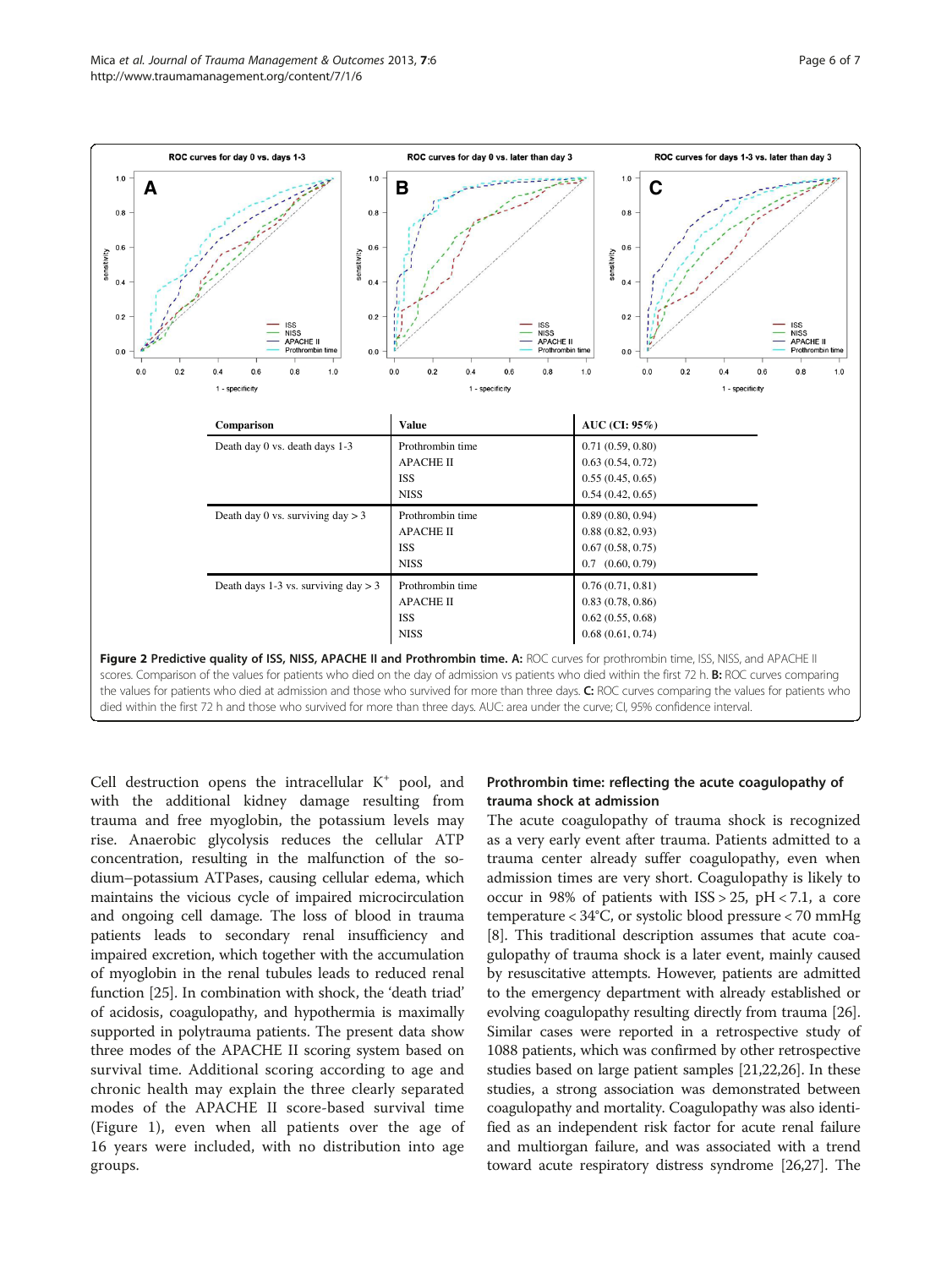ROC curves for day 0 vs. days 1-3

A

ROC curves for day 0 vs. later than day 3

B

ROC curves for days 1-3 vs. later than day 3

C

sensitivity

1 - specificity

0.0 0.2 0.4 0.6 0.8 1.0

ISS
NISS
APACHE II
Prothrombin time

| Comparison | Value | AUC (CI: 95%) |
|---|---|---|
| Death day 0 vs. death days 1-3 | Prothrombin time | 0.71 (0.59, 0.80) |
| | APACHE II | 0.63 (0.54, 0.72) |
| | ISS | 0.55 (0.45, 0.65) |
| | NISS | 0.54 (0.42, 0.65) |
| Death day 0 vs. surviving day > 3 | Prothrombin time | 0.89 (0.80, 0.94) |
| | APACHE II | 0.88 (0.82, 0.93) |
| | ISS | 0.67 (0.58, 0.75) |
| | NISS | 0.7 (0.60, 0.79) |
| Death days 1-3 vs. surviving day > 3 | Prothrombin time | 0.76 (0.71, 0.81) |
| | APACHE II | 0.83 (0.78, 0.86) |
| | ISS | 0.62 (0.55, 0.68) |
| | NISS | 0.68 (0.61, 0.74) |

**Figure 2 Predictive quality of ISS, NISS, APACHE II and Prothrombin time. A:** ROC curves for prothrombin time, ISS, NISS, and APACHE II scores. Comparison of the values for patients who died on the day of admission vs patients who died within the first 72 h. **B:** ROC curves comparing the values for patients who died at admission and those who survived for more than three days. **C:** ROC curves comparing the values for patients who died within the first 72 h and those who survived for more than three days. AUC: area under the curve; CI, 95% confidence interval.

Cell destruction opens the intracellular $K^+$ pool, and with the additional kidney damage resulting from trauma and free myoglobin, the potassium levels may rise. Anaerobic glycolysis reduces the cellular ATP concentration, resulting in the malfunction of the sodium–potassium ATPases, causing cellular edema, which maintains the vicious cycle of impaired microcirculation and ongoing cell damage. The loss of blood in trauma patients leads to secondary renal insufficiency and impaired excretion, which together with the accumulation of myoglobin in the renal tubules leads to reduced renal function [25]. In combination with shock, the 'death triad' of acidosis, coagulopathy, and hypothermia is maximally supported in polytrauma patients. The present data show three modes of the APACHE II scoring system based on survival time. Additional scoring according to age and chronic health may explain the three clearly separated modes of the APACHE II score-based survival time (Figure 1), even when all patients over the age of 16 years were included, with no distribution into age groups.

### Prothrombin time: reflecting the acute coagulopathy of trauma shock at admission

The acute coagulopathy of trauma shock is recognized as a very early event after trauma. Patients admitted to a trauma center already suffer coagulopathy, even when admission times are very short. Coagulopathy is likely to occur in 98% of patients with ISS > 25, pH < 7.1, a core temperature < 34°C, or systolic blood pressure < 70 mmHg [8]. This traditional description assumes that acute coagulopathy of trauma shock is a later event, mainly caused by resuscitative attempts. However, patients are admitted to the emergency department with already established or evolving coagulopathy resulting directly from trauma [26]. Similar cases were reported in a retrospective study of 1088 patients, which was confirmed by other retrospective studies based on large patient samples [21,22,26]. In these studies, a strong association was demonstrated between coagulopathy and mortality. Coagulopathy was also identified as an independent risk factor for acute renal failure and multiorgan failure, and was associated with a trend toward acute respiratory distress syndrome [26,27]. The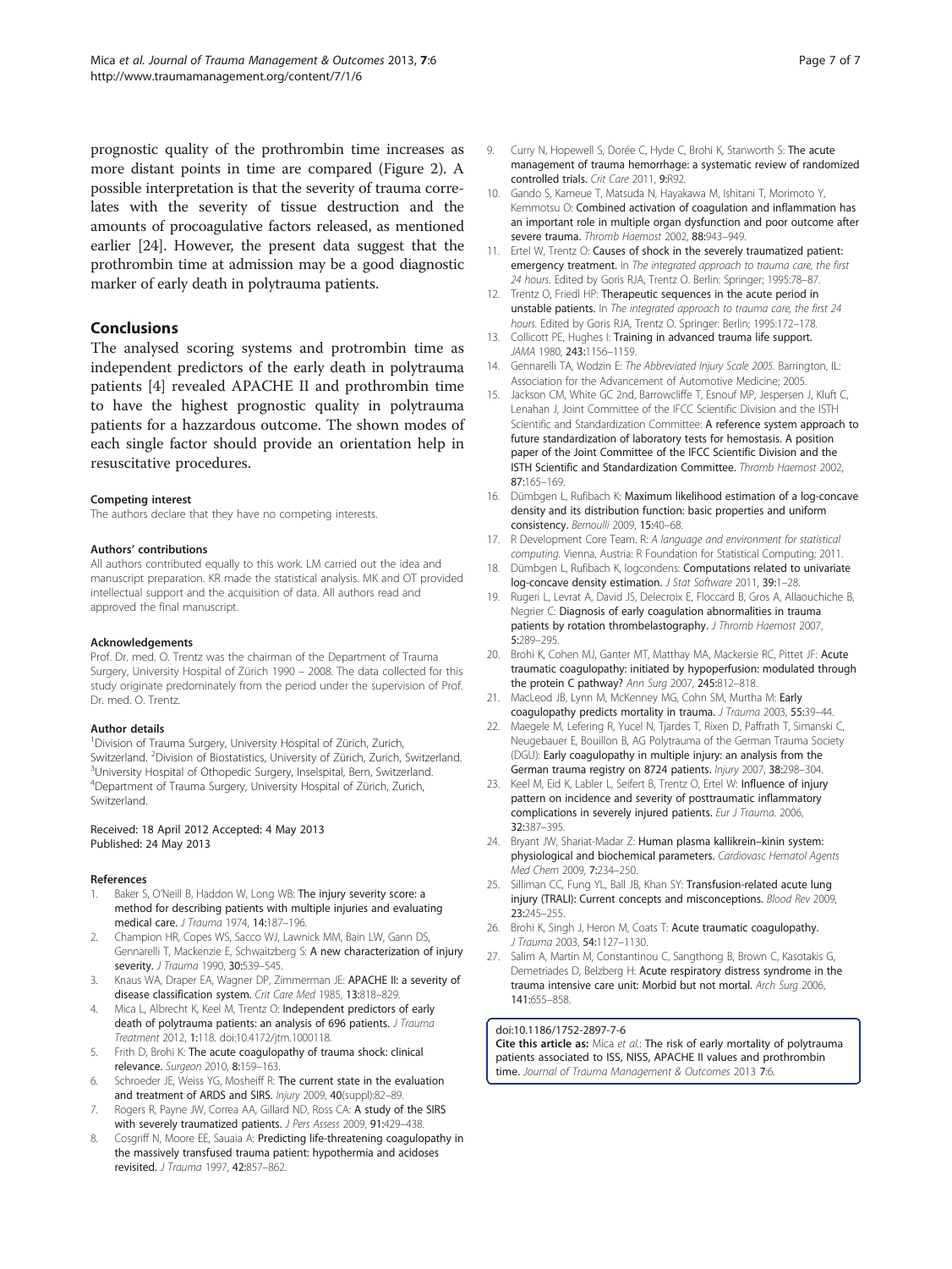prognostic quality of the prothrombin time increases as more distant points in time are compared (Figure 2). A possible interpretation is that the severity of trauma correlates with the severity of tissue destruction and the amounts of procoagulative factors released, as mentioned earlier [24]. However, the present data suggest that the prothrombin time at admission may be a good diagnostic marker of early death in polytrauma patients.

## Conclusions

The analysed scoring systems and protrombin time as independent predictors of the early death in polytrauma patients [4] revealed APACHE II and prothrombin time to have the highest prognostic quality in polytrauma patients for a hazzardous outcome. The shown modes of each single factor should provide an orientation help in resuscitative procedures.

#### Competing interest

The authors declare that they have no competing interests.

#### Authors' contributions

All authors contributed equally to this work. LM carried out the idea and manuscript preparation. KR made the statistical analysis. MK and OT provided intellectual support and the acquisition of data. All authors read and approved the final manuscript.

#### Acknowledgements

Prof. Dr. med. O. Trentz was the chairman of the Department of Trauma Surgery, University Hospital of Zürich 1990 – 2008. The data collected for this study originate predominately from the period under the supervision of Prof. Dr. med. O. Trentz.

#### Author details

[1]Division of Trauma Surgery, University Hospital of Zürich, Zurich, Switzerland. [2]Division of Biostatistics, University of Zürich, Zurich, Switzerland. [3]University Hospital of Othopedic Surgery, Inselspital, Bern, Switzerland. [4]Department of Trauma Surgery, University Hospital of Zürich, Zurich, Switzerland.

Received: 18 April 2012 Accepted: 4 May 2013
Published: 24 May 2013

#### References

1. Baker S, O'Neill B, Haddon W, Long WB: **The injury severity score: a method for describing patients with multiple injuries and evaluating medical care.** *J Trauma* 1974, **14:**187–196.
2. Champion HR, Copes WS, Sacco WJ, Lawnick MM, Bain LW, Gann DS, Gennarelli T, Mackenzie E, Schwaitzberg S: **A new characterization of injury severity.** *J Trauma* 1990, **30:**539–545.
3. Knaus WA, Draper EA, Wagner DP, Zimmerman JE: **APACHE II: a severity of disease classification system.** *Crit Care Med* 1985, **13:**818–829.
4. Mica L, Albrecht K, Keel M, Trentz O: **Independent predictors of early death of polytrauma patients: an analysis of 696 patients.** *J Trauma Treatment* 2012, **1:**118. doi:10.4172/jtm.1000118.
5. Frith D, Brohi K: **The acute coagulopathy of trauma shock: clinical relevance.** *Surgeon* 2010, **8:**159–163.
6. Schroeder JE, Weiss YG, Mosheiff R: **The current state in the evaluation and treatment of ARDS and SIRS.** *Injury* 2009, **40**(suppl):82–89.
7. Rogers R, Payne JW, Correa AA, Gillard ND, Ross CA: **A study of the SIRS with severely traumatized patients.** *J Pers Assess* 2009, **91:**429–438.
8. Cosgriff N, Moore EE, Sauaia A: **Predicting life-threatening coagulopathy in the massively transfused trauma patient: hypothermia and acidoses revisited.** *J Trauma* 1997, **42:**857–862.
9. Curry N, Hopewell S, Dorée C, Hyde C, Brohi K, Stanworth S: **The acute management of trauma hemorrhage: a systematic review of randomized controlled trials.** *Crit Care* 2011, **9:**R92.
10. Gando S, Kameue T, Matsuda N, Hayakawa M, Ishitani T, Morimoto Y, Kemmotsu O: **Combined activation of coagulation and inflammation has an important role in multiple organ dysfunction and poor outcome after severe trauma.** *Thromb Haemost* 2002, **88:**943–949.
11. Ertel W, Trentz O: **Causes of shock in the severely traumatized patient: emergency treatment.** In *The integrated approach to trauma care, the first 24 hours.* Edited by Goris RJA, Trentz O. Berlin: Springer; 1995:78–87.
12. Trentz O, Friedl HP: **Therapeutic sequences in the acute period in unstable patients.** In *The integrated approach to trauma care, the first 24 hours.* Edited by Goris RJA, Trentz O. Springer: Berlin; 1995:172–178.
13. Collicott PE, Hughes I: **Training in advanced trauma life support.** *JAMA* 1980, **243:**1156–1159.
14. Gennarelli TA, Wodzin E: *The Abbreviated Injury Scale 2005.* Barrington, IL: Association for the Advancement of Automotive Medicine; 2005.
15. Jackson CM, White GC 2nd, Barrowcliffe T, Esnouf MP, Jespersen J, Kluft C, Lenahan J, Joint Committee of the IFCC Scientific Division and the ISTH Scientific and Standardization Committee: **A reference system approach to future standardization of laboratory tests for hemostasis. A position paper of the Joint Committee of the IFCC Scientific Division and the ISTH Scientific and Standardization Committee.** *Thromb Haemost* 2002, **87:**165–169.
16. Dümbgen L, Rufibach K: **Maximum likelihood estimation of a log-concave density and its distribution function: basic properties and uniform consistency.** *Bernoulli* 2009, **15:**40–68.
17. R Development Core Team. R: *A language and environment for statistical computing.* Vienna, Austria: R Foundation for Statistical Computing; 2011.
18. Dümbgen L, Rufibach K, logcondens: **Computations related to univariate log-concave density estimation.** *J Stat Software* 2011, **39:**1–28.
19. Rugeri L, Levrat A, David JS, Delecroix E, Floccard B, Gros A, Allaouchiche B, Negrier C: **Diagnosis of early coagulation abnormalities in trauma patients by rotation thrombelastography.** *J Thromb Haemost* 2007, **5:**289–295.
20. Brohi K, Cohen MJ, Ganter MT, Matthay MA, Mackersie RC, Pittet JF: **Acute traumatic coagulopathy: initiated by hypoperfusion: modulated through the protein C pathway?** *Ann Surg* 2007, **245:**812–818.
21. MacLeod JB, Lynn M, McKenney MG, Cohn SM, Murtha M: **Early coagulopathy predicts mortality in trauma.** *J Trauma* 2003, **55:**39–44.
22. Maegele M, Lefering R, Yucel N, Tjardes T, Rixen D, Paffrath T, Simanski C, Neugebauer E, Bouillon B, AG Polytrauma of the German Trauma Society (DGU): **Early coagulopathy in multiple injury: an analysis from the German trauma registry on 8724 patients.** *Injury* 2007, **38:**298–304.
23. Keel M, Eid K, Labler L, Seifert B, Trentz O, Ertel W: **Influence of injury pattern on incidence and severity of posttraumatic inflammatory complications in severely injured patients.** *Eur J Trauma.* 2006, **32:**387–395.
24. Bryant JW, Shariat-Madar Z: **Human plasma kallikrein–kinin system: physiological and biochemical parameters.** *Cardiovasc Hematol Agents Med Chem* 2009, **7:**234–250.
25. Silliman CC, Fung YL, Ball JB, Khan SY: **Transfusion-related acute lung injury (TRALI): Current concepts and misconceptions.** *Blood Rev* 2009, **23:**245–255.
26. Brohi K, Singh J, Heron M, Coats T: **Acute traumatic coagulopathy.** *J Trauma* 2003, **54:**1127–1130.
27. Salim A, Martin M, Constantinou C, Sangthong B, Brown C, Kasotakis G, Demetriades D, Belzberg H: **Acute respiratory distress syndrome in the trauma intensive care unit: Morbid but not mortal.** *Arch Surg* 2006, **141:**655–858.

doi:10.1186/1752-2897-7-6

**Cite this article as:** Mica *et al.*: The risk of early mortality of polytrauma patients associated to ISS, NISS, APACHE II values and prothrombin time. *Journal of Trauma Management & Outcomes* 2013 **7**:6.